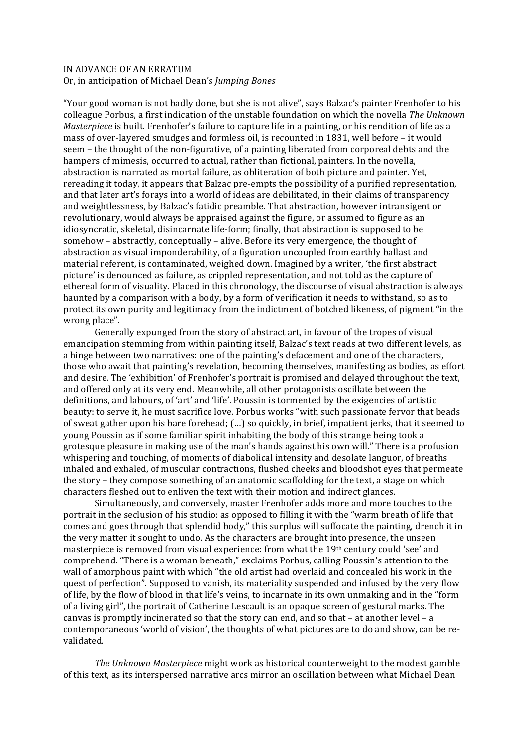IN ADVANCE OF AN ERRATUM
Or, in anticipation of Michael Dean's *Jumping Bones*

"Your good woman is not badly done, but she is not alive", says Balzac's painter Frenhofer to his colleague Porbus, a first indication of the unstable foundation on which the novella *The Unknown Masterpiece* is built. Frenhofer's failure to capture life in a painting, or his rendition of life as a mass of over-layered smudges and formless oil, is recounted in 1831, well before – it would seem – the thought of the non-figurative, of a painting liberated from corporeal debts and the hampers of mimesis, occurred to actual, rather than fictional, painters. In the novella, abstraction is narrated as mortal failure, as obliteration of both picture and painter. Yet, rereading it today, it appears that Balzac pre-empts the possibility of a purified representation, and that later art's forays into a world of ideas are debilitated, in their claims of transparency and weightlessness, by Balzac's fatidic preamble. That abstraction, however intransigent or revolutionary, would always be appraised against the figure, or assumed to figure as an idiosyncratic, skeletal, disincarnate life-form; finally, that abstraction is supposed to be somehow – abstractly, conceptually – alive. Before its very emergence, the thought of abstraction as visual imponderability, of a figuration uncoupled from earthly ballast and material referent, is contaminated, weighed down. Imagined by a writer, 'the first abstract picture' is denounced as failure, as crippled representation, and not told as the capture of ethereal form of visuality. Placed in this chronology, the discourse of visual abstraction is always haunted by a comparison with a body, by a form of verification it needs to withstand, so as to protect its own purity and legitimacy from the indictment of botched likeness, of pigment "in the wrong place".

Generally expunged from the story of abstract art, in favour of the tropes of visual emancipation stemming from within painting itself, Balzac's text reads at two different levels, as a hinge between two narratives: one of the painting's defacement and one of the characters, those who await that painting's revelation, becoming themselves, manifesting as bodies, as effort and desire. The 'exhibition' of Frenhofer's portrait is promised and delayed throughout the text, and offered only at its very end. Meanwhile, all other protagonists oscillate between the definitions, and labours, of 'art' and 'life'. Poussin is tormented by the exigencies of artistic beauty: to serve it, he must sacrifice love. Porbus works "with such passionate fervor that beads of sweat gather upon his bare forehead; (…) so quickly, in brief, impatient jerks, that it seemed to young Poussin as if some familiar spirit inhabiting the body of this strange being took a grotesque pleasure in making use of the man's hands against his own will." There is a profusion whispering and touching, of moments of diabolical intensity and desolate languor, of breaths inhaled and exhaled, of muscular contractions, flushed cheeks and bloodshot eyes that permeate the story – they compose something of an anatomic scaffolding for the text, a stage on which characters fleshed out to enliven the text with their motion and indirect glances.

Simultaneously, and conversely, master Frenhofer adds more and more touches to the portrait in the seclusion of his studio: as opposed to filling it with the "warm breath of life that comes and goes through that splendid body," this surplus will suffocate the painting, drench it in the very matter it sought to undo. As the characters are brought into presence, the unseen masterpiece is removed from visual experience: from what the 19th century could 'see' and comprehend. "There is a woman beneath," exclaims Porbus, calling Poussin's attention to the wall of amorphous paint with which "the old artist had overlaid and concealed his work in the quest of perfection". Supposed to vanish, its materiality suspended and infused by the very flow of life, by the flow of blood in that life's veins, to incarnate in its own unmaking and in the "form of a living girl", the portrait of Catherine Lescault is an opaque screen of gestural marks. The canvas is promptly incinerated so that the story can end, and so that – at another level – a contemporaneous 'world of vision', the thoughts of what pictures are to do and show, can be re-validated.

*The Unknown Masterpiece* might work as historical counterweight to the modest gamble of this text, as its interspersed narrative arcs mirror an oscillation between what Michael Dean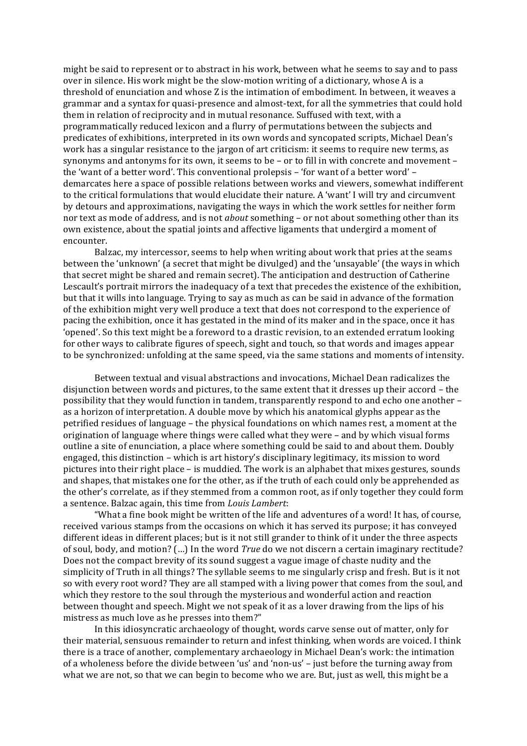might be said to represent or to abstract in his work, between what he seems to say and to pass over in silence. His work might be the slow-motion writing of a dictionary, whose A is a threshold of enunciation and whose Z is the intimation of embodiment. In between, it weaves a grammar and a syntax for quasi-presence and almost-text, for all the symmetries that could hold them in relation of reciprocity and in mutual resonance. Suffused with text, with a programmatically reduced lexicon and a flurry of permutations between the subjects and predicates of exhibitions, interpreted in its own words and syncopated scripts, Michael Dean's work has a singular resistance to the jargon of art criticism: it seems to require new terms, as synonyms and antonyms for its own, it seems to be – or to fill in with concrete and movement – the 'want of a better word'. This conventional prolepsis – 'for want of a better word' – demarcates here a space of possible relations between works and viewers, somewhat indifferent to the critical formulations that would elucidate their nature. A 'want' I will try and circumvent by detours and approximations, navigating the ways in which the work settles for neither form nor text as mode of address, and is not *about* something – or not about something other than its own existence, about the spatial joints and affective ligaments that undergird a moment of encounter.

Balzac, my intercessor, seems to help when writing about work that pries at the seams between the 'unknown' (a secret that might be divulged) and the 'unsayable' (the ways in which that secret might be shared and remain secret). The anticipation and destruction of Catherine Lescault's portrait mirrors the inadequacy of a text that precedes the existence of the exhibition, but that it wills into language. Trying to say as much as can be said in advance of the formation of the exhibition might very well produce a text that does not correspond to the experience of pacing the exhibition, once it has gestated in the mind of its maker and in the space, once it has 'opened'. So this text might be a foreword to a drastic revision, to an extended erratum looking for other ways to calibrate figures of speech, sight and touch, so that words and images appear to be synchronized: unfolding at the same speed, via the same stations and moments of intensity.

Between textual and visual abstractions and invocations, Michael Dean radicalizes the disjunction between words and pictures, to the same extent that it dresses up their accord – the possibility that they would function in tandem, transparently respond to and echo one another – as a horizon of interpretation. A double move by which his anatomical glyphs appear as the petrified residues of language – the physical foundations on which names rest, a moment at the origination of language where things were called what they were – and by which visual forms outline a site of enunciation, a place where something could be said to and about them. Doubly engaged, this distinction – which is art history's disciplinary legitimacy, its mission to word pictures into their right place – is muddied. The work is an alphabet that mixes gestures, sounds and shapes, that mistakes one for the other, as if the truth of each could only be apprehended as the other's correlate, as if they stemmed from a common root, as if only together they could form a sentence. Balzac again, this time from *Louis Lambert*:

"What a fine book might be written of the life and adventures of a word! It has, of course, received various stamps from the occasions on which it has served its purpose; it has conveyed different ideas in different places; but is it not still grander to think of it under the three aspects of soul, body, and motion? (…) In the word *True* do we not discern a certain imaginary rectitude? Does not the compact brevity of its sound suggest a vague image of chaste nudity and the simplicity of Truth in all things? The syllable seems to me singularly crisp and fresh. But is it not so with every root word? They are all stamped with a living power that comes from the soul, and which they restore to the soul through the mysterious and wonderful action and reaction between thought and speech. Might we not speak of it as a lover drawing from the lips of his mistress as much love as he presses into them?"

In this idiosyncratic archaeology of thought, words carve sense out of matter, only for their material, sensuous remainder to return and infest thinking, when words are voiced. I think there is a trace of another, complementary archaeology in Michael Dean's work: the intimation of a wholeness before the divide between 'us' and 'non-us' – just before the turning away from what we are not, so that we can begin to become who we are. But, just as well, this might be a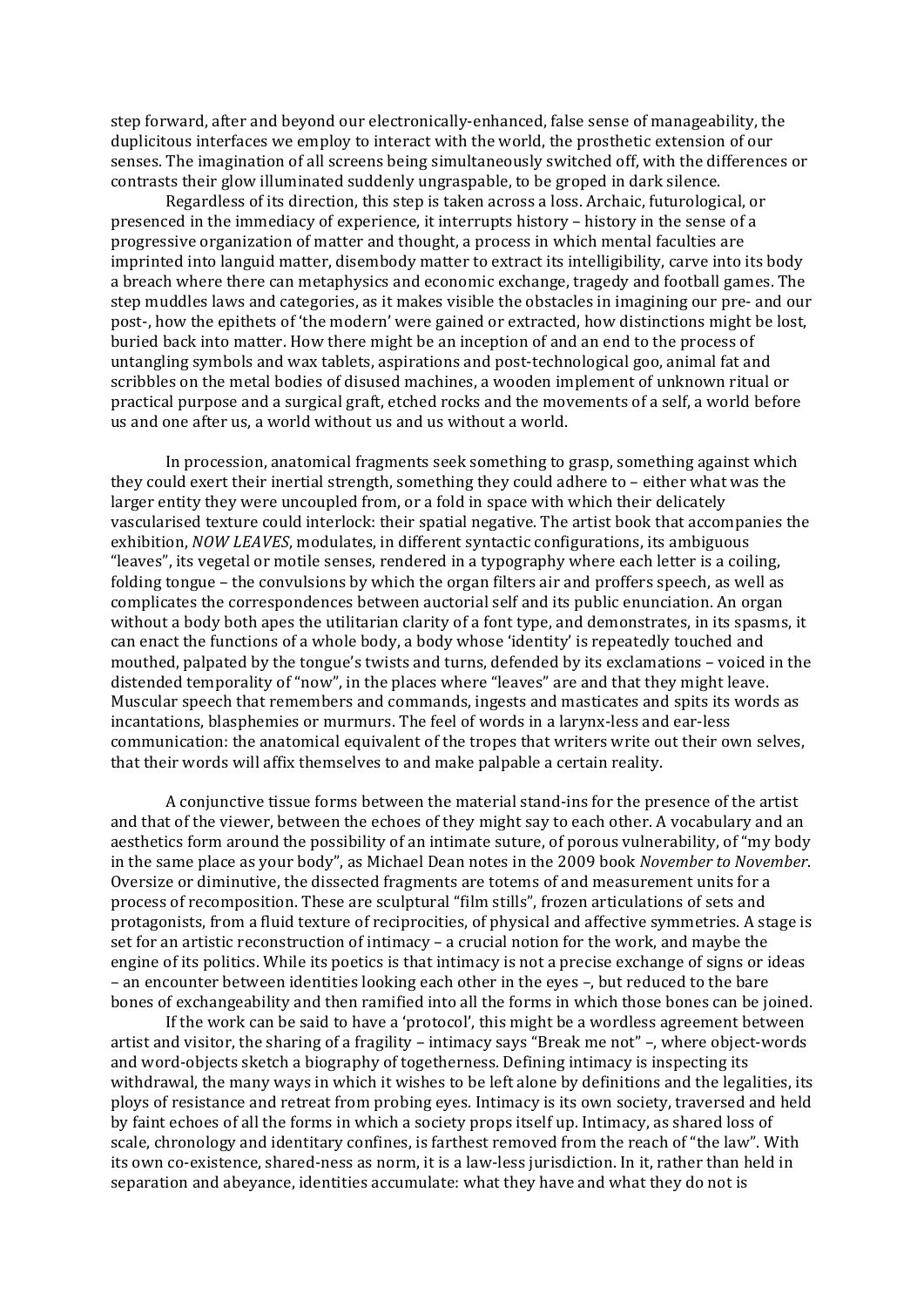step forward, after and beyond our electronically-enhanced, false sense of manageability, the duplicitous interfaces we employ to interact with the world, the prosthetic extension of our senses. The imagination of all screens being simultaneously switched off, with the differences or contrasts their glow illuminated suddenly ungraspable, to be groped in dark silence.

Regardless of its direction, this step is taken across a loss. Archaic, futurological, or presenced in the immediacy of experience, it interrupts history – history in the sense of a progressive organization of matter and thought, a process in which mental faculties are imprinted into languid matter, disembody matter to extract its intelligibility, carve into its body a breach where there can metaphysics and economic exchange, tragedy and football games. The step muddles laws and categories, as it makes visible the obstacles in imagining our pre- and our post-, how the epithets of 'the modern' were gained or extracted, how distinctions might be lost, buried back into matter. How there might be an inception of and an end to the process of untangling symbols and wax tablets, aspirations and post-technological goo, animal fat and scribbles on the metal bodies of disused machines, a wooden implement of unknown ritual or practical purpose and a surgical graft, etched rocks and the movements of a self, a world before us and one after us, a world without us and us without a world.

In procession, anatomical fragments seek something to grasp, something against which they could exert their inertial strength, something they could adhere to – either what was the larger entity they were uncoupled from, or a fold in space with which their delicately vascularised texture could interlock: their spatial negative. The artist book that accompanies the exhibition, *NOW LEAVES*, modulates, in different syntactic configurations, its ambiguous "leaves", its vegetal or motile senses, rendered in a typography where each letter is a coiling, folding tongue – the convulsions by which the organ filters air and proffers speech, as well as complicates the correspondences between auctorial self and its public enunciation. An organ without a body both apes the utilitarian clarity of a font type, and demonstrates, in its spasms, it can enact the functions of a whole body, a body whose 'identity' is repeatedly touched and mouthed, palpated by the tongue's twists and turns, defended by its exclamations – voiced in the distended temporality of "now", in the places where "leaves" are and that they might leave. Muscular speech that remembers and commands, ingests and masticates and spits its words as incantations, blasphemies or murmurs. The feel of words in a larynx-less and ear-less communication: the anatomical equivalent of the tropes that writers write out their own selves, that their words will affix themselves to and make palpable a certain reality.

A conjunctive tissue forms between the material stand-ins for the presence of the artist and that of the viewer, between the echoes of they might say to each other. A vocabulary and an aesthetics form around the possibility of an intimate suture, of porous vulnerability, of "my body in the same place as your body", as Michael Dean notes in the 2009 book *November to November*. Oversize or diminutive, the dissected fragments are totems of and measurement units for a process of recomposition. These are sculptural "film stills", frozen articulations of sets and protagonists, from a fluid texture of reciprocities, of physical and affective symmetries. A stage is set for an artistic reconstruction of intimacy – a crucial notion for the work, and maybe the engine of its politics. While its poetics is that intimacy is not a precise exchange of signs or ideas – an encounter between identities looking each other in the eyes –, but reduced to the bare bones of exchangeability and then ramified into all the forms in which those bones can be joined.

If the work can be said to have a 'protocol', this might be a wordless agreement between artist and visitor, the sharing of a fragility – intimacy says "Break me not" –, where object-words and word-objects sketch a biography of togetherness. Defining intimacy is inspecting its withdrawal, the many ways in which it wishes to be left alone by definitions and the legalities, its ploys of resistance and retreat from probing eyes. Intimacy is its own society, traversed and held by faint echoes of all the forms in which a society props itself up. Intimacy, as shared loss of scale, chronology and identitary confines, is farthest removed from the reach of "the law". With its own co-existence, shared-ness as norm, it is a law-less jurisdiction. In it, rather than held in separation and abeyance, identities accumulate: what they have and what they do not is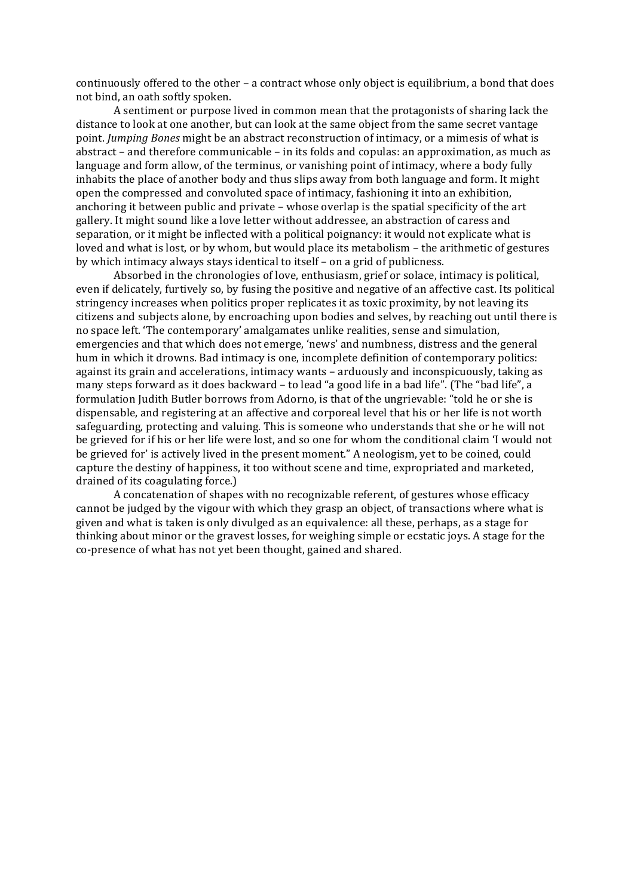continuously offered to the other – a contract whose only object is equilibrium, a bond that does not bind, an oath softly spoken.

A sentiment or purpose lived in common mean that the protagonists of sharing lack the distance to look at one another, but can look at the same object from the same secret vantage point. *Jumping Bones* might be an abstract reconstruction of intimacy, or a mimesis of what is abstract – and therefore communicable – in its folds and copulas: an approximation, as much as language and form allow, of the terminus, or vanishing point of intimacy, where a body fully inhabits the place of another body and thus slips away from both language and form. It might open the compressed and convoluted space of intimacy, fashioning it into an exhibition, anchoring it between public and private – whose overlap is the spatial specificity of the art gallery. It might sound like a love letter without addressee, an abstraction of caress and separation, or it might be inflected with a political poignancy: it would not explicate what is loved and what is lost, or by whom, but would place its metabolism – the arithmetic of gestures by which intimacy always stays identical to itself – on a grid of publicness.

Absorbed in the chronologies of love, enthusiasm, grief or solace, intimacy is political, even if delicately, furtively so, by fusing the positive and negative of an affective cast. Its political stringency increases when politics proper replicates it as toxic proximity, by not leaving its citizens and subjects alone, by encroaching upon bodies and selves, by reaching out until there is no space left. 'The contemporary' amalgamates unlike realities, sense and simulation, emergencies and that which does not emerge, 'news' and numbness, distress and the general hum in which it drowns. Bad intimacy is one, incomplete definition of contemporary politics: against its grain and accelerations, intimacy wants – arduously and inconspicuously, taking as many steps forward as it does backward – to lead "a good life in a bad life". (The "bad life", a formulation Judith Butler borrows from Adorno, is that of the ungrievable: "told he or she is dispensable, and registering at an affective and corporeal level that his or her life is not worth safeguarding, protecting and valuing. This is someone who understands that she or he will not be grieved for if his or her life were lost, and so one for whom the conditional claim 'I would not be grieved for' is actively lived in the present moment." A neologism, yet to be coined, could capture the destiny of happiness, it too without scene and time, expropriated and marketed, drained of its coagulating force.)

A concatenation of shapes with no recognizable referent, of gestures whose efficacy cannot be judged by the vigour with which they grasp an object, of transactions where what is given and what is taken is only divulged as an equivalence: all these, perhaps, as a stage for thinking about minor or the gravest losses, for weighing simple or ecstatic joys. A stage for the co-presence of what has not yet been thought, gained and shared.